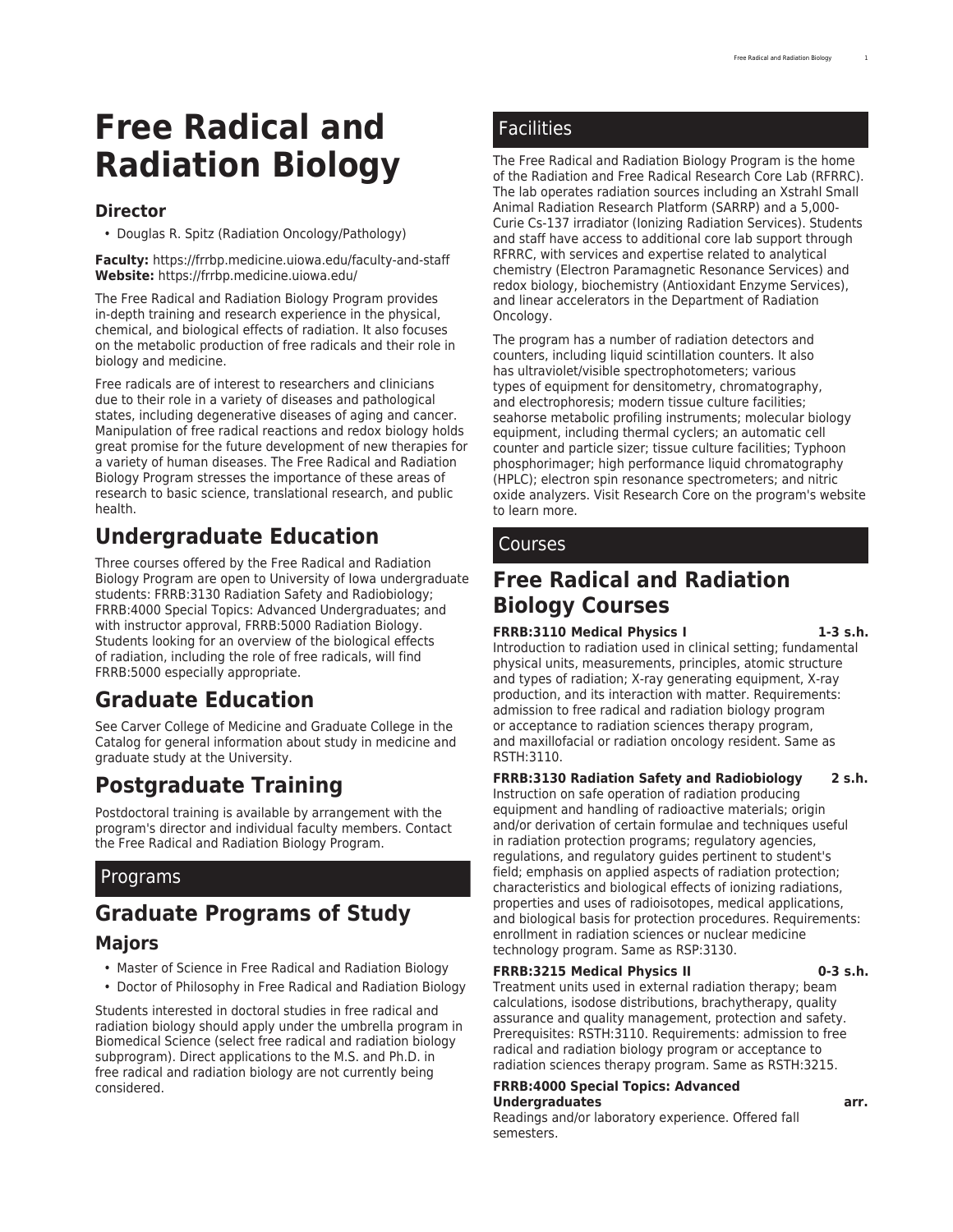# Free Radical and Radiation Biology

### Director

- Douglas R. Spitz (Radiation Oncology/Pathology)

**Faculty:** https://frrbp.medicine.uiowa.edu/faculty-and-staff
**Website:** https://frrbp.medicine.uiowa.edu/

The Free Radical and Radiation Biology Program provides in-depth training and research experience in the physical, chemical, and biological effects of radiation. It also focuses on the metabolic production of free radicals and their role in biology and medicine.

Free radicals are of interest to researchers and clinicians due to their role in a variety of diseases and pathological states, including degenerative diseases of aging and cancer. Manipulation of free radical reactions and redox biology holds great promise for the future development of new therapies for a variety of human diseases. The Free Radical and Radiation Biology Program stresses the importance of these areas of research to basic science, translational research, and public health.

## Undergraduate Education

Three courses offered by the Free Radical and Radiation Biology Program are open to University of Iowa undergraduate students: FRRB:3130 Radiation Safety and Radiobiology; FRRB:4000 Special Topics: Advanced Undergraduates; and with instructor approval, FRRB:5000 Radiation Biology. Students looking for an overview of the biological effects of radiation, including the role of free radicals, will find FRRB:5000 especially appropriate.

## Graduate Education

See Carver College of Medicine and Graduate College in the Catalog for general information about study in medicine and graduate study at the University.

## Postgraduate Training

Postdoctoral training is available by arrangement with the program's director and individual faculty members. Contact the Free Radical and Radiation Biology Program.

## Programs

## Graduate Programs of Study

### Majors

- Master of Science in Free Radical and Radiation Biology
- Doctor of Philosophy in Free Radical and Radiation Biology

Students interested in doctoral studies in free radical and radiation biology should apply under the umbrella program in Biomedical Science (select free radical and radiation biology subprogram). Direct applications to the M.S. and Ph.D. in free radical and radiation biology are not currently being considered.

## Facilities

The Free Radical and Radiation Biology Program is the home of the Radiation and Free Radical Research Core Lab (RFRRC). The lab operates radiation sources including an Xstrahl Small Animal Radiation Research Platform (SARRP) and a 5,000-Curie Cs-137 irradiator (Ionizing Radiation Services). Students and staff have access to additional core lab support through RFRRC, with services and expertise related to analytical chemistry (Electron Paramagnetic Resonance Services) and redox biology, biochemistry (Antioxidant Enzyme Services), and linear accelerators in the Department of Radiation Oncology.

The program has a number of radiation detectors and counters, including liquid scintillation counters. It also has ultraviolet/visible spectrophotometers; various types of equipment for densitometry, chromatography, and electrophoresis; modern tissue culture facilities; seahorse metabolic profiling instruments; molecular biology equipment, including thermal cyclers; an automatic cell counter and particle sizer; tissue culture facilities; Typhoon phosphorimager; high performance liquid chromatography (HPLC); electron spin resonance spectrometers; and nitric oxide analyzers. Visit Research Core on the program's website to learn more.

## Courses

## Free Radical and Radiation Biology Courses

**FRRB:3110 Medical Physics I — 1-3 s.h.**
Introduction to radiation used in clinical setting; fundamental physical units, measurements, principles, atomic structure and types of radiation; X-ray generating equipment, X-ray production, and its interaction with matter. Requirements: admission to free radical and radiation biology program or acceptance to radiation sciences therapy program, and maxillofacial or radiation oncology resident. Same as RSTH:3110.

**FRRB:3130 Radiation Safety and Radiobiology — 2 s.h.**
Instruction on safe operation of radiation producing equipment and handling of radioactive materials; origin and/or derivation of certain formulae and techniques useful in radiation protection programs; regulatory agencies, regulations, and regulatory guides pertinent to student's field; emphasis on applied aspects of radiation protection; characteristics and biological effects of ionizing radiations, properties and uses of radioisotopes, medical applications, and biological basis for protection procedures. Requirements: enrollment in radiation sciences or nuclear medicine technology program. Same as RSP:3130.

**FRRB:3215 Medical Physics II — 0-3 s.h.**
Treatment units used in external radiation therapy; beam calculations, isodose distributions, brachytherapy, quality assurance and quality management, protection and safety. Prerequisites: RSTH:3110. Requirements: admission to free radical and radiation biology program or acceptance to radiation sciences therapy program. Same as RSTH:3215.

**FRRB:4000 Special Topics: Advanced Undergraduates — arr.**
Readings and/or laboratory experience. Offered fall semesters.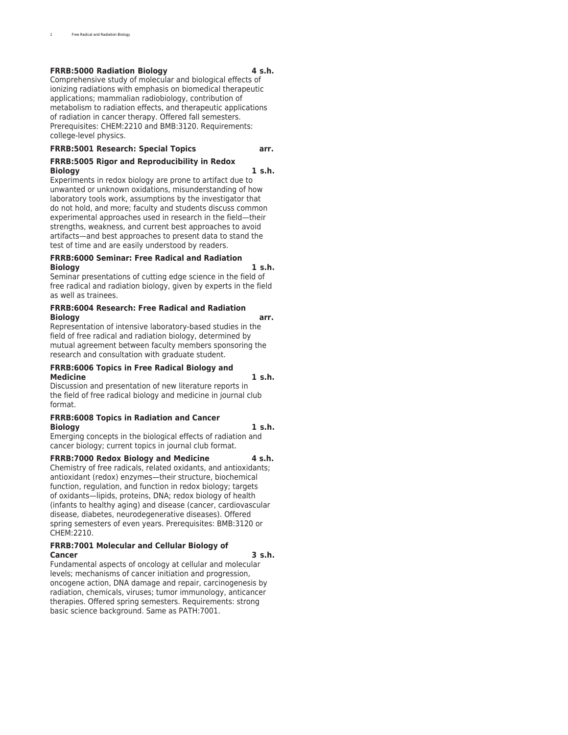**FRRB:5000 Radiation Biology 4 s.h.**
Comprehensive study of molecular and biological effects of ionizing radiations with emphasis on biomedical therapeutic applications; mammalian radiobiology, contribution of metabolism to radiation effects, and therapeutic applications of radiation in cancer therapy. Offered fall semesters. Prerequisites: CHEM:2210 and BMB:3120. Requirements: college-level physics.

**FRRB:5001 Research: Special Topics arr.**

**FRRB:5005 Rigor and Reproducibility in Redox Biology 1 s.h.**
Experiments in redox biology are prone to artifact due to unwanted or unknown oxidations, misunderstanding of how laboratory tools work, assumptions by the investigator that do not hold, and more; faculty and students discuss common experimental approaches used in research in the field—their strengths, weakness, and current best approaches to avoid artifacts—and best approaches to present data to stand the test of time and are easily understood by readers.

**FRRB:6000 Seminar: Free Radical and Radiation Biology 1 s.h.**
Seminar presentations of cutting edge science in the field of free radical and radiation biology, given by experts in the field as well as trainees.

**FRRB:6004 Research: Free Radical and Radiation Biology arr.**
Representation of intensive laboratory-based studies in the field of free radical and radiation biology, determined by mutual agreement between faculty members sponsoring the research and consultation with graduate student.

**FRRB:6006 Topics in Free Radical Biology and Medicine 1 s.h.**
Discussion and presentation of new literature reports in the field of free radical biology and medicine in journal club format.

**FRRB:6008 Topics in Radiation and Cancer Biology 1 s.h.**
Emerging concepts in the biological effects of radiation and cancer biology; current topics in journal club format.

**FRRB:7000 Redox Biology and Medicine 4 s.h.**
Chemistry of free radicals, related oxidants, and antioxidants; antioxidant (redox) enzymes—their structure, biochemical function, regulation, and function in redox biology; targets of oxidants—lipids, proteins, DNA; redox biology of health (infants to healthy aging) and disease (cancer, cardiovascular disease, diabetes, neurodegenerative diseases). Offered spring semesters of even years. Prerequisites: BMB:3120 or CHEM:2210.

**FRRB:7001 Molecular and Cellular Biology of Cancer 3 s.h.**
Fundamental aspects of oncology at cellular and molecular levels; mechanisms of cancer initiation and progression, oncogene action, DNA damage and repair, carcinogenesis by radiation, chemicals, viruses; tumor immunology, anticancer therapies. Offered spring semesters. Requirements: strong basic science background. Same as PATH:7001.